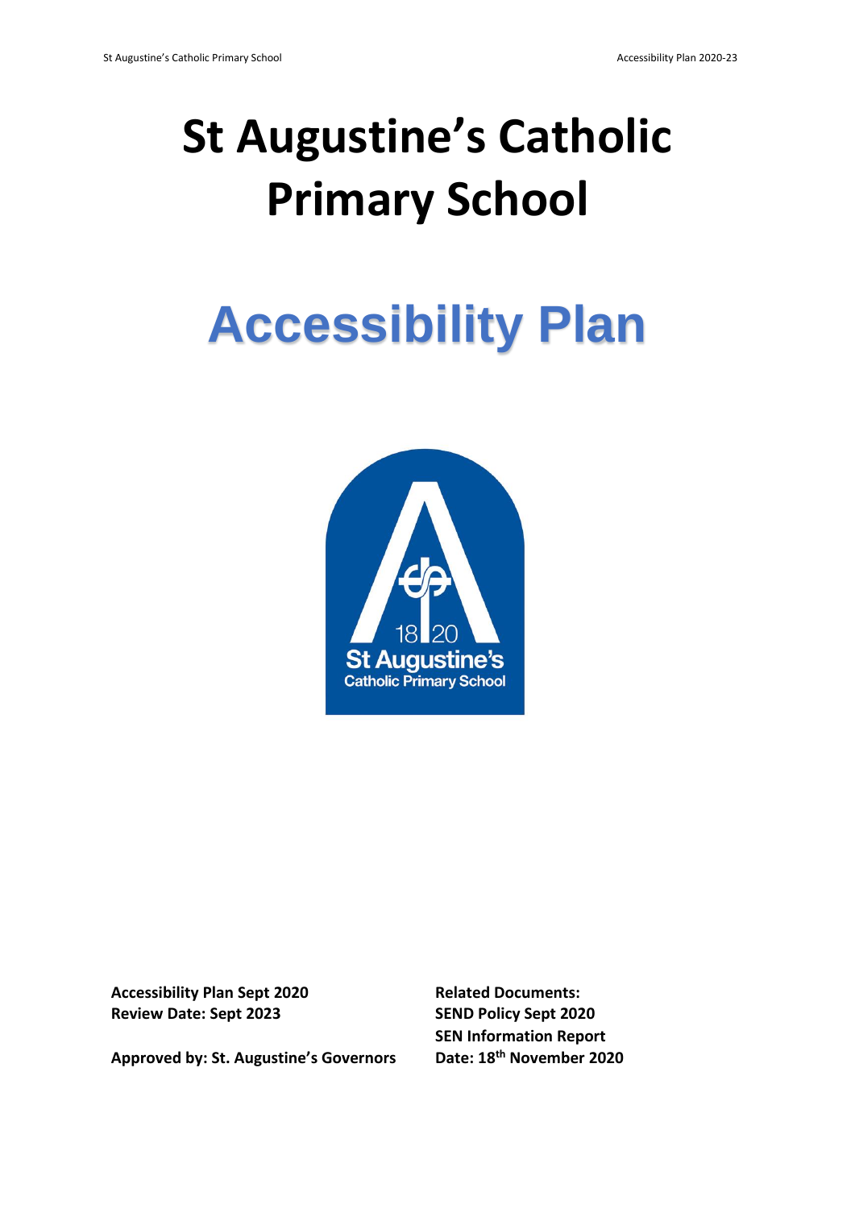# St Augustine's Catholic Primary School

# Accessibility Plan

**Accessibility Plan Sept 2020**
**Review Date: Sept 2023**

**Approved by: St. Augustine's Governors**

**Related Documents:**
**SEND Policy Sept 2020**
**SEN Information Report**
**Date: 18th November 2020**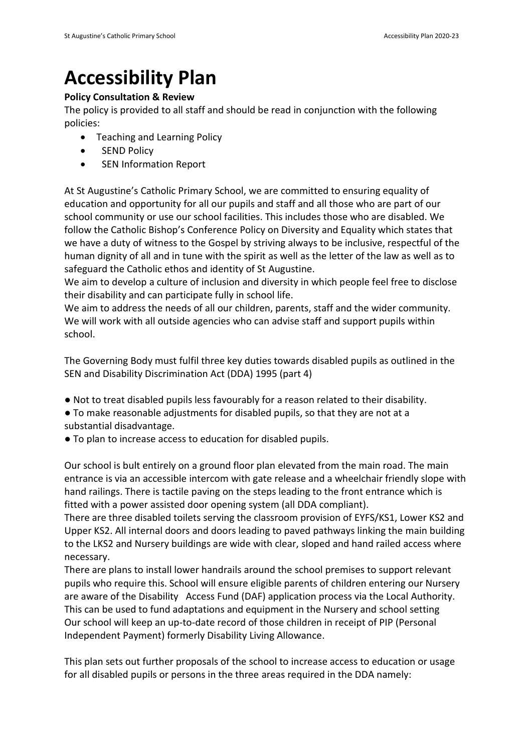# Accessibility Plan

**Policy Consultation & Review**

The policy is provided to all staff and should be read in conjunction with the following policies:

- Teaching and Learning Policy
- SEND Policy
- SEN Information Report

At St Augustine's Catholic Primary School, we are committed to ensuring equality of education and opportunity for all our pupils and staff and all those who are part of our school community or use our school facilities. This includes those who are disabled. We follow the Catholic Bishop's Conference Policy on Diversity and Equality which states that we have a duty of witness to the Gospel by striving always to be inclusive, respectful of the human dignity of all and in tune with the spirit as well as the letter of the law as well as to safeguard the Catholic ethos and identity of St Augustine.

We aim to develop a culture of inclusion and diversity in which people feel free to disclose their disability and can participate fully in school life.

We aim to address the needs of all our children, parents, staff and the wider community. We will work with all outside agencies who can advise staff and support pupils within school.

The Governing Body must fulfil three key duties towards disabled pupils as outlined in the SEN and Disability Discrimination Act (DDA) 1995 (part 4)

- Not to treat disabled pupils less favourably for a reason related to their disability.
- To make reasonable adjustments for disabled pupils, so that they are not at a substantial disadvantage.
- To plan to increase access to education for disabled pupils.

Our school is bult entirely on a ground floor plan elevated from the main road. The main entrance is via an accessible intercom with gate release and a wheelchair friendly slope with hand railings. There is tactile paving on the steps leading to the front entrance which is fitted with a power assisted door opening system (all DDA compliant).

There are three disabled toilets serving the classroom provision of EYFS/KS1, Lower KS2 and Upper KS2. All internal doors and doors leading to paved pathways linking the main building to the LKS2 and Nursery buildings are wide with clear, sloped and hand railed access where necessary.

There are plans to install lower handrails around the school premises to support relevant pupils who require this. School will ensure eligible parents of children entering our Nursery are aware of the Disability Access Fund (DAF) application process via the Local Authority. This can be used to fund adaptations and equipment in the Nursery and school setting

Our school will keep an up-to-date record of those children in receipt of PIP (Personal Independent Payment) formerly Disability Living Allowance.

This plan sets out further proposals of the school to increase access to education or usage for all disabled pupils or persons in the three areas required in the DDA namely: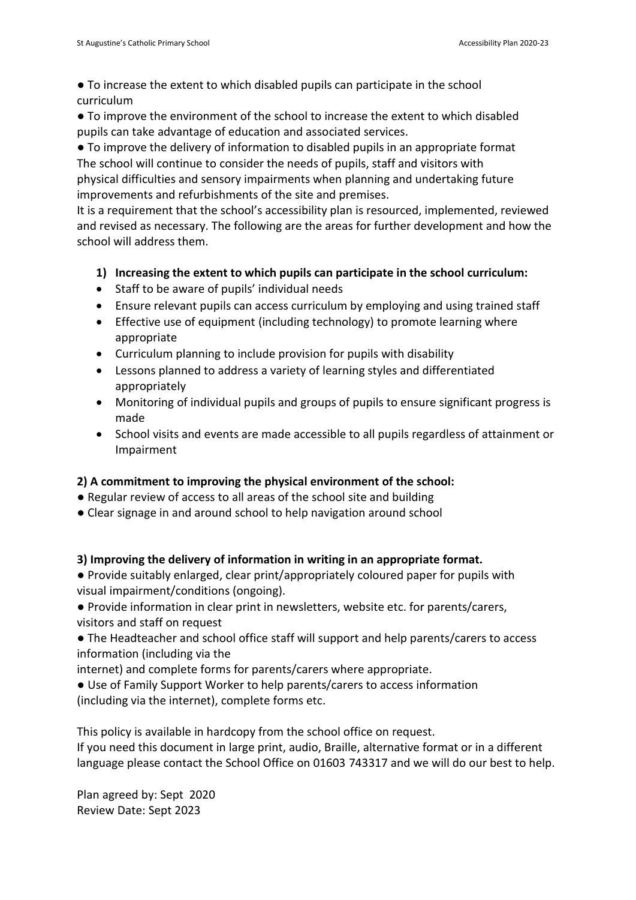● To increase the extent to which disabled pupils can participate in the school curriculum

● To improve the environment of the school to increase the extent to which disabled pupils can take advantage of education and associated services.

● To improve the delivery of information to disabled pupils in an appropriate format

The school will continue to consider the needs of pupils, staff and visitors with physical difficulties and sensory impairments when planning and undertaking future improvements and refurbishments of the site and premises.

It is a requirement that the school's accessibility plan is resourced, implemented, reviewed and revised as necessary. The following are the areas for further development and how the school will address them.

**1) Increasing the extent to which pupils can participate in the school curriculum:**

- Staff to be aware of pupils' individual needs
- Ensure relevant pupils can access curriculum by employing and using trained staff
- Effective use of equipment (including technology) to promote learning where appropriate
- Curriculum planning to include provision for pupils with disability
- Lessons planned to address a variety of learning styles and differentiated appropriately
- Monitoring of individual pupils and groups of pupils to ensure significant progress is made
- School visits and events are made accessible to all pupils regardless of attainment or Impairment

**2) A commitment to improving the physical environment of the school:**

● Regular review of access to all areas of the school site and building

● Clear signage in and around school to help navigation around school

**3) Improving the delivery of information in writing in an appropriate format.**

● Provide suitably enlarged, clear print/appropriately coloured paper for pupils with visual impairment/conditions (ongoing).

● Provide information in clear print in newsletters, website etc. for parents/carers, visitors and staff on request

● The Headteacher and school office staff will support and help parents/carers to access information (including via the internet) and complete forms for parents/carers where appropriate.

● Use of Family Support Worker to help parents/carers to access information (including via the internet), complete forms etc.

This policy is available in hardcopy from the school office on request.

If you need this document in large print, audio, Braille, alternative format or in a different language please contact the School Office on 01603 743317 and we will do our best to help.

Plan agreed by: Sept 2020

Review Date: Sept 2023